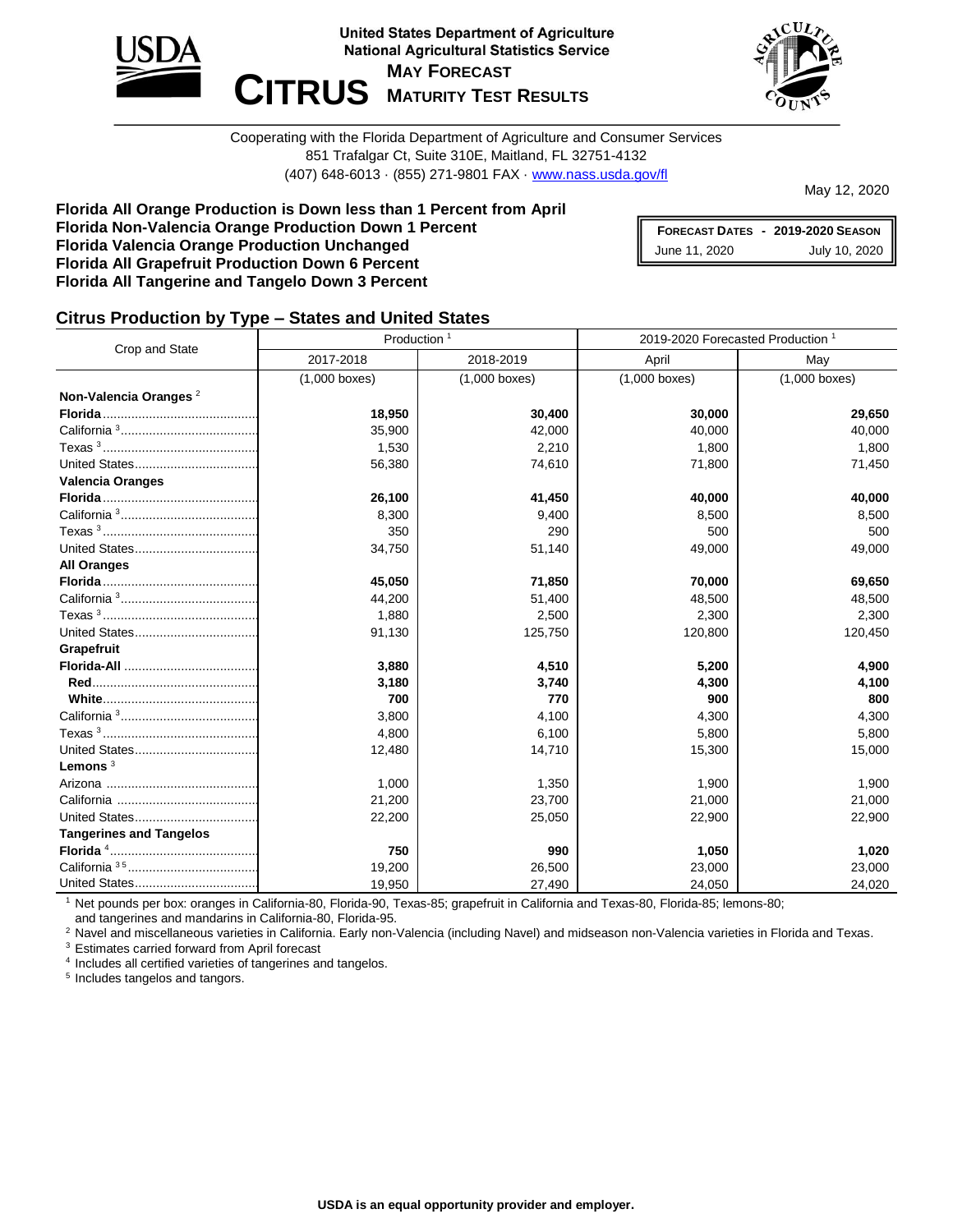United States Department of Agriculture
National Agricultural Statistics Service

# CITRUS MAY FORECAST MATURITY TEST RESULTS

Cooperating with the Florida Department of Agriculture and Consumer Services
851 Trafalgar Ct, Suite 310E, Maitland, FL 32751-4132
(407) 648-6013 · (855) 271-9801 FAX · www.nass.usda.gov/fl

May 12, 2020

**Florida All Orange Production is Down less than 1 Percent from April**
**Florida Non-Valencia Orange Production Down 1 Percent**
**Florida Valencia Orange Production Unchanged**
**Florida All Grapefruit Production Down 6 Percent**
**Florida All Tangerine and Tangelo Down 3 Percent**

| FORECAST DATES - 2019-2020 SEASON | |
|---|---|
| June 11, 2020 | July 10, 2020 |

## Citrus Production by Type – States and United States

| Crop and State | Production [1] | | 2019-2020 Forecasted Production [1] | |
|---|---|---|---|---|
| | 2017-2018 | 2018-2019 | April | May |
| | (1,000 boxes) | (1,000 boxes) | (1,000 boxes) | (1,000 boxes) |
| **Non-Valencia Oranges** [2] | | | | |
| **Florida** | **18,950** | **30,400** | **30,000** | **29,650** |
| California [3] | 35,900 | 42,000 | 40,000 | 40,000 |
| Texas [3] | 1,530 | 2,210 | 1,800 | 1,800 |
| United States | 56,380 | 74,610 | 71,800 | 71,450 |
| **Valencia Oranges** | | | | |
| **Florida** | **26,100** | **41,450** | **40,000** | **40,000** |
| California [3] | 8,300 | 9,400 | 8,500 | 8,500 |
| Texas [3] | 350 | 290 | 500 | 500 |
| United States | 34,750 | 51,140 | 49,000 | 49,000 |
| **All Oranges** | | | | |
| **Florida** | **45,050** | **71,850** | **70,000** | **69,650** |
| California [3] | 44,200 | 51,400 | 48,500 | 48,500 |
| Texas [3] | 1,880 | 2,500 | 2,300 | 2,300 |
| United States | 91,130 | 125,750 | 120,800 | 120,450 |
| **Grapefruit** | | | | |
| **Florida-All** | **3,880** | **4,510** | **5,200** | **4,900** |
| **Red** | **3,180** | **3,740** | **4,300** | **4,100** |
| **White** | **700** | **770** | **900** | **800** |
| California [3] | 3,800 | 4,100 | 4,300 | 4,300 |
| Texas [3] | 4,800 | 6,100 | 5,800 | 5,800 |
| United States | 12,480 | 14,710 | 15,300 | 15,000 |
| **Lemons** [3] | | | | |
| Arizona | 1,000 | 1,350 | 1,900 | 1,900 |
| California | 21,200 | 23,700 | 21,000 | 21,000 |
| United States | 22,200 | 25,050 | 22,900 | 22,900 |
| **Tangerines and Tangelos** | | | | |
| **Florida** [4] | **750** | **990** | **1,050** | **1,020** |
| California [3 5] | 19,200 | 26,500 | 23,000 | 23,000 |
| United States | 19,950 | 27,490 | 24,050 | 24,020 |

[1] Net pounds per box: oranges in California-80, Florida-90, Texas-85; grapefruit in California and Texas-80, Florida-85; lemons-80; and tangerines and mandarins in California-80, Florida-95.
[2] Navel and miscellaneous varieties in California. Early non-Valencia (including Navel) and midseason non-Valencia varieties in Florida and Texas.
[3] Estimates carried forward from April forecast
[4] Includes all certified varieties of tangerines and tangelos.
[5] Includes tangelos and tangors.

**USDA is an equal opportunity provider and employer.**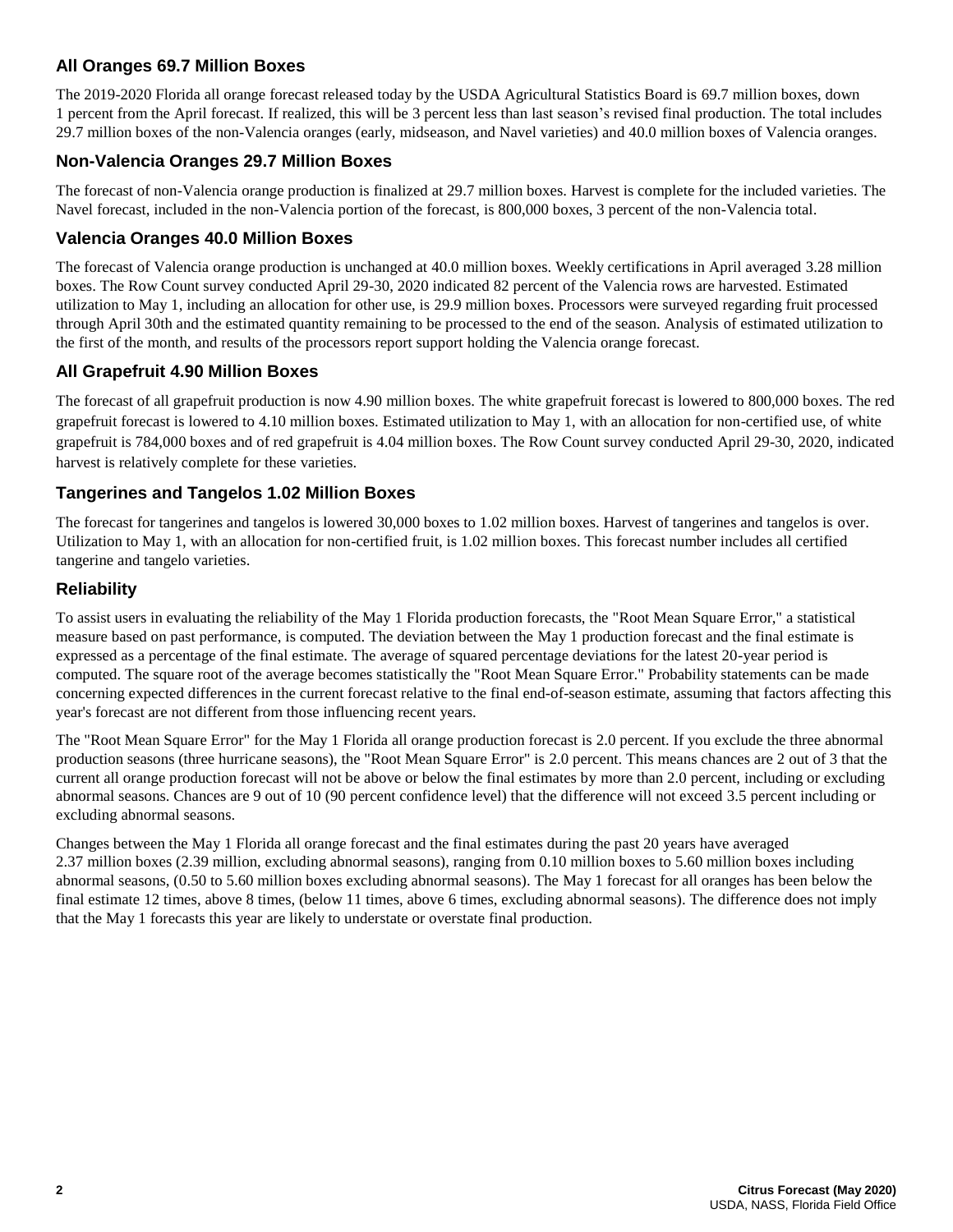## All Oranges 69.7 Million Boxes

The 2019-2020 Florida all orange forecast released today by the USDA Agricultural Statistics Board is 69.7 million boxes, down 1 percent from the April forecast. If realized, this will be 3 percent less than last season's revised final production. The total includes 29.7 million boxes of the non-Valencia oranges (early, midseason, and Navel varieties) and 40.0 million boxes of Valencia oranges.

## Non-Valencia Oranges 29.7 Million Boxes

The forecast of non-Valencia orange production is finalized at 29.7 million boxes. Harvest is complete for the included varieties. The Navel forecast, included in the non-Valencia portion of the forecast, is 800,000 boxes, 3 percent of the non-Valencia total.

## Valencia Oranges 40.0 Million Boxes

The forecast of Valencia orange production is unchanged at 40.0 million boxes. Weekly certifications in April averaged 3.28 million boxes. The Row Count survey conducted April 29-30, 2020 indicated 82 percent of the Valencia rows are harvested. Estimated utilization to May 1, including an allocation for other use, is 29.9 million boxes. Processors were surveyed regarding fruit processed through April 30th and the estimated quantity remaining to be processed to the end of the season. Analysis of estimated utilization to the first of the month, and results of the processors report support holding the Valencia orange forecast.

## All Grapefruit 4.90 Million Boxes

The forecast of all grapefruit production is now 4.90 million boxes. The white grapefruit forecast is lowered to 800,000 boxes. The red grapefruit forecast is lowered to 4.10 million boxes. Estimated utilization to May 1, with an allocation for non-certified use, of white grapefruit is 784,000 boxes and of red grapefruit is 4.04 million boxes. The Row Count survey conducted April 29-30, 2020, indicated harvest is relatively complete for these varieties.

## Tangerines and Tangelos 1.02 Million Boxes

The forecast for tangerines and tangelos is lowered 30,000 boxes to 1.02 million boxes. Harvest of tangerines and tangelos is over. Utilization to May 1, with an allocation for non-certified fruit, is 1.02 million boxes. This forecast number includes all certified tangerine and tangelo varieties.

## Reliability

To assist users in evaluating the reliability of the May 1 Florida production forecasts, the "Root Mean Square Error," a statistical measure based on past performance, is computed. The deviation between the May 1 production forecast and the final estimate is expressed as a percentage of the final estimate. The average of squared percentage deviations for the latest 20-year period is computed. The square root of the average becomes statistically the "Root Mean Square Error." Probability statements can be made concerning expected differences in the current forecast relative to the final end-of-season estimate, assuming that factors affecting this year's forecast are not different from those influencing recent years.

The "Root Mean Square Error" for the May 1 Florida all orange production forecast is 2.0 percent. If you exclude the three abnormal production seasons (three hurricane seasons), the "Root Mean Square Error" is 2.0 percent. This means chances are 2 out of 3 that the current all orange production forecast will not be above or below the final estimates by more than 2.0 percent, including or excluding abnormal seasons. Chances are 9 out of 10 (90 percent confidence level) that the difference will not exceed 3.5 percent including or excluding abnormal seasons.

Changes between the May 1 Florida all orange forecast and the final estimates during the past 20 years have averaged 2.37 million boxes (2.39 million, excluding abnormal seasons), ranging from 0.10 million boxes to 5.60 million boxes including abnormal seasons, (0.50 to 5.60 million boxes excluding abnormal seasons). The May 1 forecast for all oranges has been below the final estimate 12 times, above 8 times, (below 11 times, above 6 times, excluding abnormal seasons). The difference does not imply that the May 1 forecasts this year are likely to understate or overstate final production.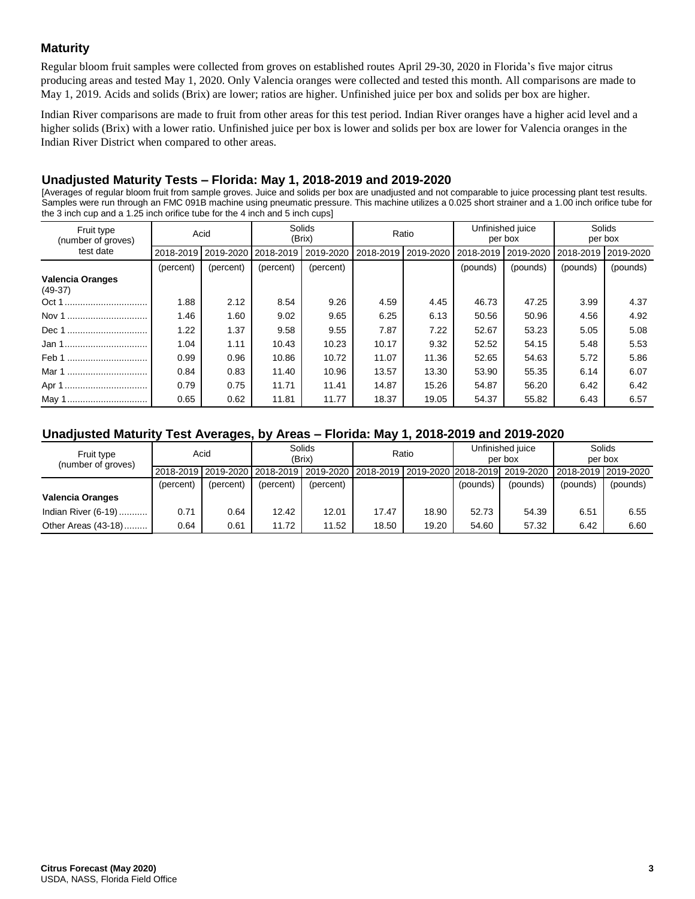## Maturity

Regular bloom fruit samples were collected from groves on established routes April 29-30, 2020 in Florida's five major citrus producing areas and tested May 1, 2020. Only Valencia oranges were collected and tested this month. All comparisons are made to May 1, 2019. Acids and solids (Brix) are lower; ratios are higher. Unfinished juice per box and solids per box are higher.

Indian River comparisons are made to fruit from other areas for this test period. Indian River oranges have a higher acid level and a higher solids (Brix) with a lower ratio. Unfinished juice per box is lower and solids per box are lower for Valencia oranges in the Indian River District when compared to other areas.

### Unadjusted Maturity Tests – Florida: May 1, 2018-2019 and 2019-2020

[Averages of regular bloom fruit from sample groves. Juice and solids per box are unadjusted and not comparable to juice processing plant test results. Samples were run through an FMC 091B machine using pneumatic pressure. This machine utilizes a 0.025 short strainer and a 1.00 inch orifice tube for the 3 inch cup and a 1.25 inch orifice tube for the 4 inch and 5 inch cups]

| Fruit type (number of groves) test date | Acid | | Solids (Brix) | | Ratio | | Unfinished juice per box | | Solids per box | |
|---|---|---|---|---|---|---|---|---|---|---|
| | 2018-2019 | 2019-2020 | 2018-2019 | 2019-2020 | 2018-2019 | 2019-2020 | 2018-2019 | 2019-2020 | 2018-2019 | 2019-2020 |
| | (percent) | (percent) | (percent) | (percent) | | | (pounds) | (pounds) | (pounds) | (pounds) |
| **Valencia Oranges** (49-37) | | | | | | | | | | |
| Oct 1 | 1.88 | 2.12 | 8.54 | 9.26 | 4.59 | 4.45 | 46.73 | 47.25 | 3.99 | 4.37 |
| Nov 1 | 1.46 | 1.60 | 9.02 | 9.65 | 6.25 | 6.13 | 50.56 | 50.96 | 4.56 | 4.92 |
| Dec 1 | 1.22 | 1.37 | 9.58 | 9.55 | 7.87 | 7.22 | 52.67 | 53.23 | 5.05 | 5.08 |
| Jan 1 | 1.04 | 1.11 | 10.43 | 10.23 | 10.17 | 9.32 | 52.52 | 54.15 | 5.48 | 5.53 |
| Feb 1 | 0.99 | 0.96 | 10.86 | 10.72 | 11.07 | 11.36 | 52.65 | 54.63 | 5.72 | 5.86 |
| Mar 1 | 0.84 | 0.83 | 11.40 | 10.96 | 13.57 | 13.30 | 53.90 | 55.35 | 6.14 | 6.07 |
| Apr 1 | 0.79 | 0.75 | 11.71 | 11.41 | 14.87 | 15.26 | 54.87 | 56.20 | 6.42 | 6.42 |
| May 1 | 0.65 | 0.62 | 11.81 | 11.77 | 18.37 | 19.05 | 54.37 | 55.82 | 6.43 | 6.57 |

### Unadjusted Maturity Test Averages, by Areas – Florida: May 1, 2018-2019 and 2019-2020

| Fruit type (number of groves) | Acid | | Solids (Brix) | | Ratio | | Unfinished juice per box | | Solids per box | |
|---|---|---|---|---|---|---|---|---|---|---|
| | 2018-2019 | 2019-2020 | 2018-2019 | 2019-2020 | 2018-2019 | 2019-2020 | 2018-2019 | 2019-2020 | 2018-2019 | 2019-2020 |
| | (percent) | (percent) | (percent) | (percent) | | | (pounds) | (pounds) | (pounds) | (pounds) |
| **Valencia Oranges** | | | | | | | | | | |
| Indian River (6-19) | 0.71 | 0.64 | 12.42 | 12.01 | 17.47 | 18.90 | 52.73 | 54.39 | 6.51 | 6.55 |
| Other Areas (43-18) | 0.64 | 0.61 | 11.72 | 11.52 | 18.50 | 19.20 | 54.60 | 57.32 | 6.42 | 6.60 |